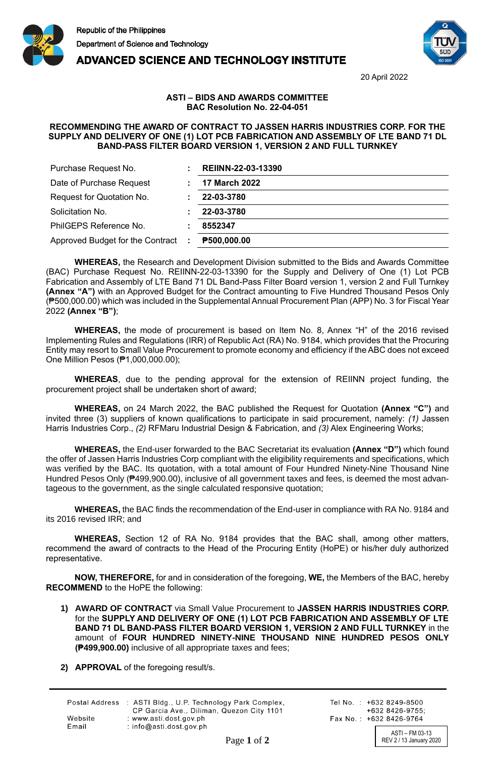Republic of the Philippines
Department of Science and Technology

**ADVANCED SCIENCE AND TECHNOLOGY INSTITUTE**

20 April 2022

**ASTI – BIDS AND AWARDS COMMITTEE**
**BAC Resolution No. 22-04-051**

**RECOMMENDING THE AWARD OF CONTRACT TO JASSEN HARRIS INDUSTRIES CORP. FOR THE SUPPLY AND DELIVERY OF ONE (1) LOT PCB FABRICATION AND ASSEMBLY OF LTE BAND 71 DL BAND-PASS FILTER BOARD VERSION 1, VERSION 2 AND FULL TURNKEY**

| | | |
|---|---|---|
| Purchase Request No. | : | **REIINN-22-03-13390** |
| Date of Purchase Request | : | **17 March 2022** |
| Request for Quotation No. | : | **22-03-3780** |
| Solicitation No. | : | **22-03-3780** |
| PhilGEPS Reference No. | : | **8552347** |
| Approved Budget for the Contract | : | **₱500,000.00** |

**WHEREAS,** the Research and Development Division submitted to the Bids and Awards Committee (BAC) Purchase Request No. REIINN-22-03-13390 for the Supply and Delivery of One (1) Lot PCB Fabrication and Assembly of LTE Band 71 DL Band-Pass Filter Board version 1, version 2 and Full Turnkey **(Annex "A")** with an Approved Budget for the Contract amounting to Five Hundred Thousand Pesos Only (₱500,000.00) which was included in the Supplemental Annual Procurement Plan (APP) No. 3 for Fiscal Year 2022 **(Annex "B")**;

**WHEREAS,** the mode of procurement is based on Item No. 8, Annex "H" of the 2016 revised Implementing Rules and Regulations (IRR) of Republic Act (RA) No. 9184, which provides that the Procuring Entity may resort to Small Value Procurement to promote economy and efficiency if the ABC does not exceed One Million Pesos (₱1,000,000.00);

**WHEREAS**, due to the pending approval for the extension of REIINN project funding, the procurement project shall be undertaken short of award;

**WHEREAS,** on 24 March 2022, the BAC published the Request for Quotation **(Annex "C")** and invited three (3) suppliers of known qualifications to participate in said procurement, namely: *(1)* Jassen Harris Industries Corp., *(2)* RFMaru Industrial Design & Fabrication, and *(3)* Alex Engineering Works;

**WHEREAS,** the End-user forwarded to the BAC Secretariat its evaluation **(Annex "D")** which found the offer of Jassen Harris Industries Corp compliant with the eligibility requirements and specifications, which was verified by the BAC. Its quotation, with a total amount of Four Hundred Ninety-Nine Thousand Nine Hundred Pesos Only (₱499,900.00), inclusive of all government taxes and fees, is deemed the most advantageous to the government, as the single calculated responsive quotation;

**WHEREAS,** the BAC finds the recommendation of the End-user in compliance with RA No. 9184 and its 2016 revised IRR; and

**WHEREAS,** Section 12 of RA No. 9184 provides that the BAC shall, among other matters, recommend the award of contracts to the Head of the Procuring Entity (HoPE) or his/her duly authorized representative.

**NOW, THEREFORE,** for and in consideration of the foregoing, **WE,** the Members of the BAC, hereby **RECOMMEND** to the HoPE the following:

1) **AWARD OF CONTRACT** via Small Value Procurement to **JASSEN HARRIS INDUSTRIES CORP.** for the **SUPPLY AND DELIVERY OF ONE (1) LOT PCB FABRICATION AND ASSEMBLY OF LTE BAND 71 DL BAND-PASS FILTER BOARD VERSION 1, VERSION 2 AND FULL TURNKEY** in the amount of **FOUR HUNDRED NINETY-NINE THOUSAND NINE HUNDRED PESOS ONLY (₱499,900.00)** inclusive of all appropriate taxes and fees;

2) **APPROVAL** of the foregoing result/s.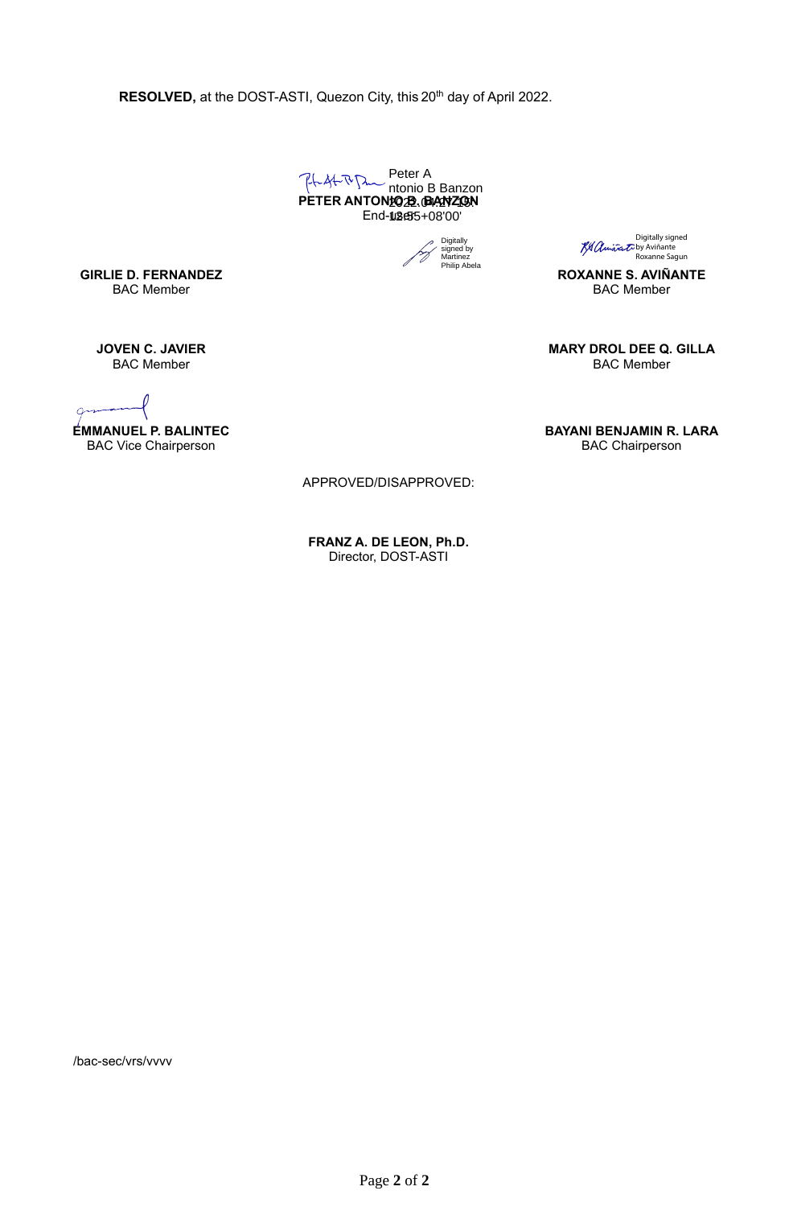**RESOLVED,** at the DOST-ASTI, Quezon City, this 20th day of April 2022.

Peter Antonio B Banzon 2022.04.21 15:12:55 +08'00'

**PETER ANTONIO B. BANZON**
End-user

Digitally signed by Martinez Philip Abela

Digitally signed by Aviñante Roxanne Sagun

**GIRLIE D. FERNANDEZ**
BAC Member

**ROXANNE S. AVIÑANTE**
BAC Member

**JOVEN C. JAVIER**
BAC Member

**MARY DROL DEE Q. GILLA**
BAC Member

**EMMANUEL P. BALINTEC**
BAC Vice Chairperson

**BAYANI BENJAMIN R. LARA**
BAC Chairperson

APPROVED/DISAPPROVED:

**FRANZ A. DE LEON, Ph.D.**
Director, DOST-ASTI

/bac-sec/vrs/vvvv